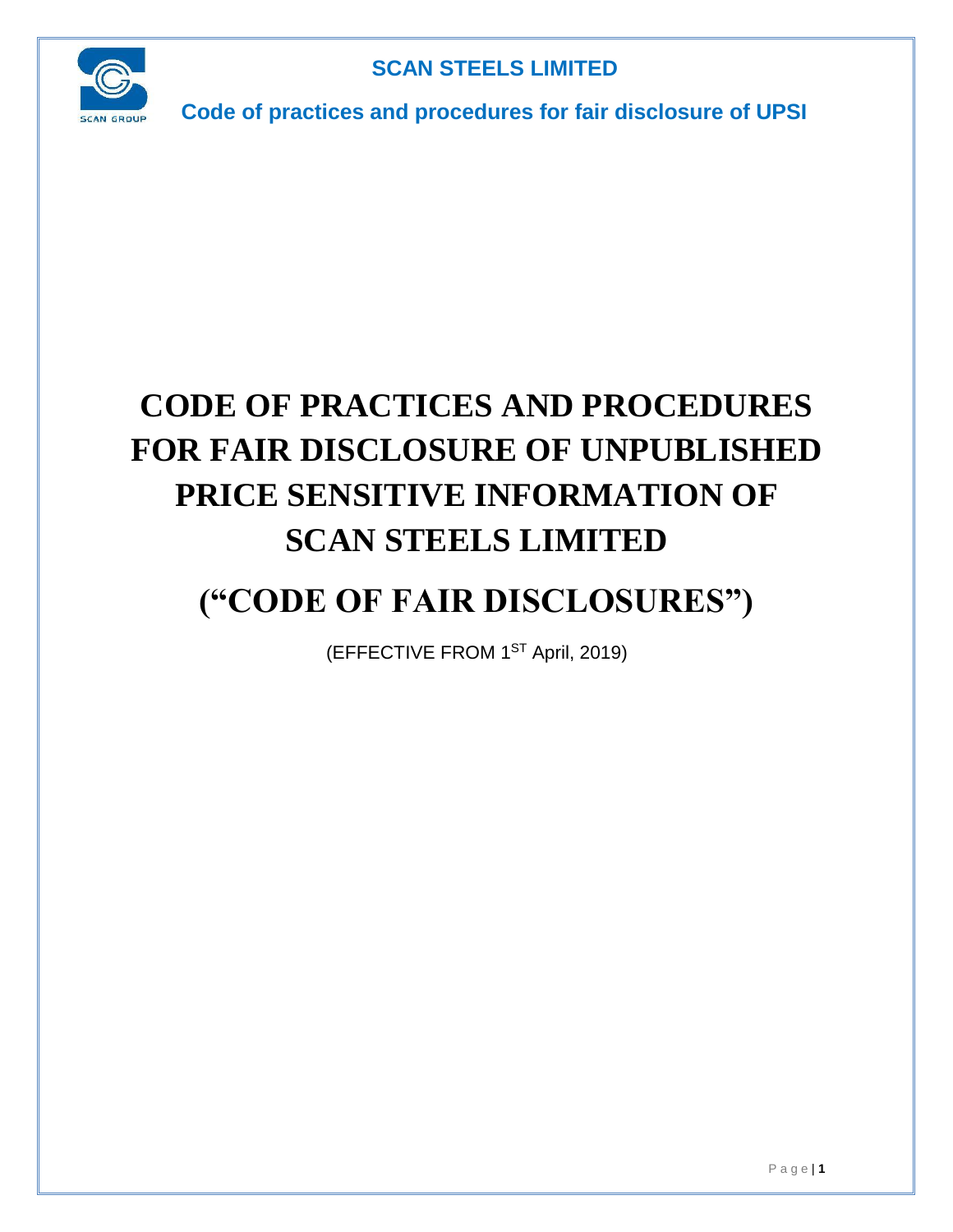# CODE OF PRACTICES AND PROCEDURES FOR FAIR DISCLOSURE OF UNPUBLISHED PRICE SENSITIVE INFORMATION OF SCAN STEELS LIMITED

# ("CODE OF FAIR DISCLOSURES")

(EFFECTIVE FROM 1ST April, 2019)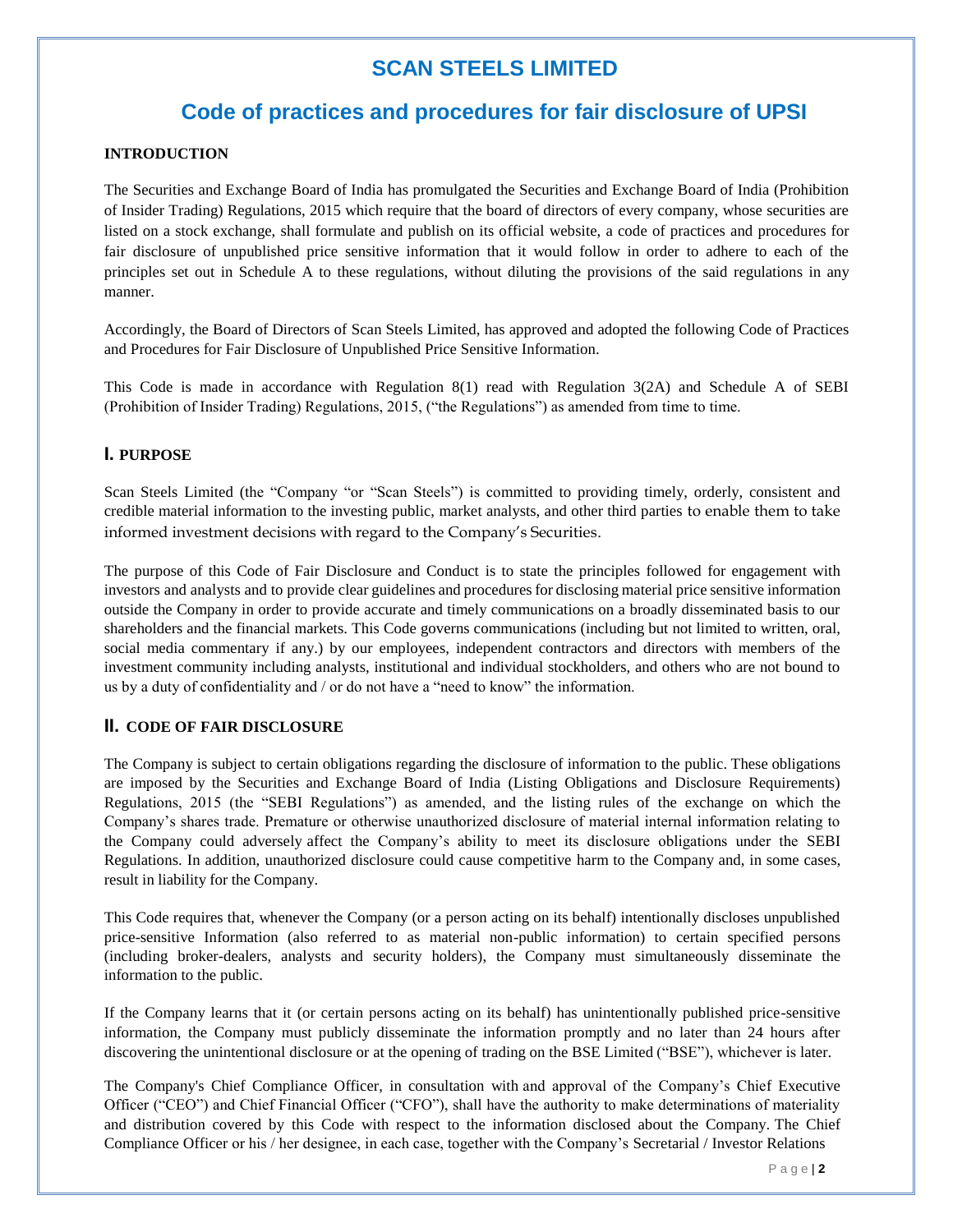# SCAN STEELS LIMITED

## Code of practices and procedures for fair disclosure of UPSI

### INTRODUCTION

The Securities and Exchange Board of India has promulgated the Securities and Exchange Board of India (Prohibition of Insider Trading) Regulations, 2015 which require that the board of directors of every company, whose securities are listed on a stock exchange, shall formulate and publish on its official website, a code of practices and procedures for fair disclosure of unpublished price sensitive information that it would follow in order to adhere to each of the principles set out in Schedule A to these regulations, without diluting the provisions of the said regulations in any manner.

Accordingly, the Board of Directors of Scan Steels Limited, has approved and adopted the following Code of Practices and Procedures for Fair Disclosure of Unpublished Price Sensitive Information.

This Code is made in accordance with Regulation 8(1) read with Regulation 3(2A) and Schedule A of SEBI (Prohibition of Insider Trading) Regulations, 2015, ("the Regulations") as amended from time to time.

### I. PURPOSE

Scan Steels Limited (the "Company "or "Scan Steels") is committed to providing timely, orderly, consistent and credible material information to the investing public, market analysts, and other third parties to enable them to take informed investment decisions with regard to the Company's Securities.

The purpose of this Code of Fair Disclosure and Conduct is to state the principles followed for engagement with investors and analysts and to provide clear guidelines and procedures for disclosing material price sensitive information outside the Company in order to provide accurate and timely communications on a broadly disseminated basis to our shareholders and the financial markets. This Code governs communications (including but not limited to written, oral, social media commentary if any.) by our employees, independent contractors and directors with members of the investment community including analysts, institutional and individual stockholders, and others who are not bound to us by a duty of confidentiality and / or do not have a "need to know" the information.

### II. CODE OF FAIR DISCLOSURE

The Company is subject to certain obligations regarding the disclosure of information to the public. These obligations are imposed by the Securities and Exchange Board of India (Listing Obligations and Disclosure Requirements) Regulations, 2015 (the "SEBI Regulations") as amended, and the listing rules of the exchange on which the Company's shares trade. Premature or otherwise unauthorized disclosure of material internal information relating to the Company could adversely affect the Company's ability to meet its disclosure obligations under the SEBI Regulations. In addition, unauthorized disclosure could cause competitive harm to the Company and, in some cases, result in liability for the Company.

This Code requires that, whenever the Company (or a person acting on its behalf) intentionally discloses unpublished price-sensitive Information (also referred to as material non-public information) to certain specified persons (including broker-dealers, analysts and security holders), the Company must simultaneously disseminate the information to the public.

If the Company learns that it (or certain persons acting on its behalf) has unintentionally published price-sensitive information, the Company must publicly disseminate the information promptly and no later than 24 hours after discovering the unintentional disclosure or at the opening of trading on the BSE Limited ("BSE"), whichever is later.

The Company's Chief Compliance Officer, in consultation with and approval of the Company's Chief Executive Officer ("CEO") and Chief Financial Officer ("CFO"), shall have the authority to make determinations of materiality and distribution covered by this Code with respect to the information disclosed about the Company. The Chief Compliance Officer or his / her designee, in each case, together with the Company's Secretarial / Investor Relations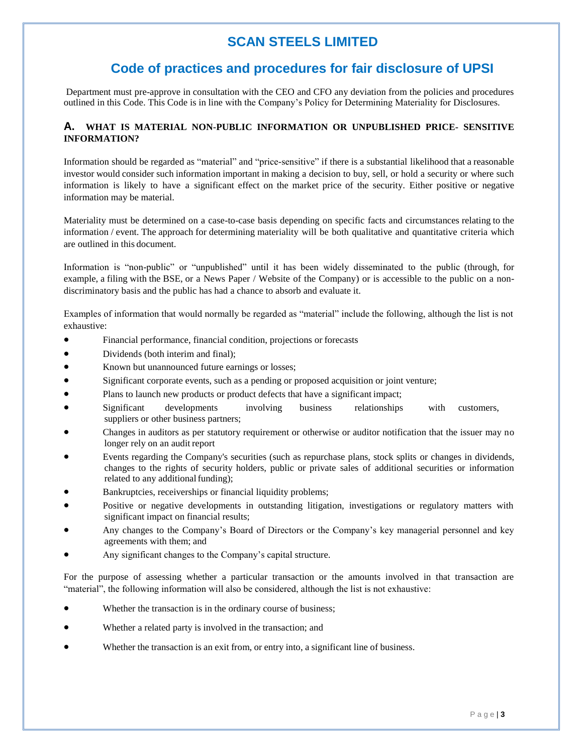# SCAN STEELS LIMITED

## Code of practices and procedures for fair disclosure of UPSI

Department must pre-approve in consultation with the CEO and CFO any deviation from the policies and procedures outlined in this Code. This Code is in line with the Company's Policy for Determining Materiality for Disclosures.

### A. WHAT IS MATERIAL NON-PUBLIC INFORMATION OR UNPUBLISHED PRICE- SENSITIVE INFORMATION?

Information should be regarded as "material" and "price-sensitive" if there is a substantial likelihood that a reasonable investor would consider such information important in making a decision to buy, sell, or hold a security or where such information is likely to have a significant effect on the market price of the security. Either positive or negative information may be material.

Materiality must be determined on a case-to-case basis depending on specific facts and circumstances relating to the information / event. The approach for determining materiality will be both qualitative and quantitative criteria which are outlined in this document.

Information is "non-public" or "unpublished" until it has been widely disseminated to the public (through, for example, a filing with the BSE, or a News Paper / Website of the Company) or is accessible to the public on a non-discriminatory basis and the public has had a chance to absorb and evaluate it.

Examples of information that would normally be regarded as "material" include the following, although the list is not exhaustive:

- Financial performance, financial condition, projections or forecasts
- Dividends (both interim and final);
- Known but unannounced future earnings or losses;
- Significant corporate events, such as a pending or proposed acquisition or joint venture;
- Plans to launch new products or product defects that have a significant impact;
- Significant developments involving business relationships with customers, suppliers or other business partners;
- Changes in auditors as per statutory requirement or otherwise or auditor notification that the issuer may no longer rely on an audit report
- Events regarding the Company's securities (such as repurchase plans, stock splits or changes in dividends, changes to the rights of security holders, public or private sales of additional securities or information related to any additional funding);
- Bankruptcies, receiverships or financial liquidity problems;
- Positive or negative developments in outstanding litigation, investigations or regulatory matters with significant impact on financial results;
- Any changes to the Company's Board of Directors or the Company's key managerial personnel and key agreements with them; and
- Any significant changes to the Company's capital structure.

For the purpose of assessing whether a particular transaction or the amounts involved in that transaction are "material", the following information will also be considered, although the list is not exhaustive:

- Whether the transaction is in the ordinary course of business;
- Whether a related party is involved in the transaction; and
- Whether the transaction is an exit from, or entry into, a significant line of business.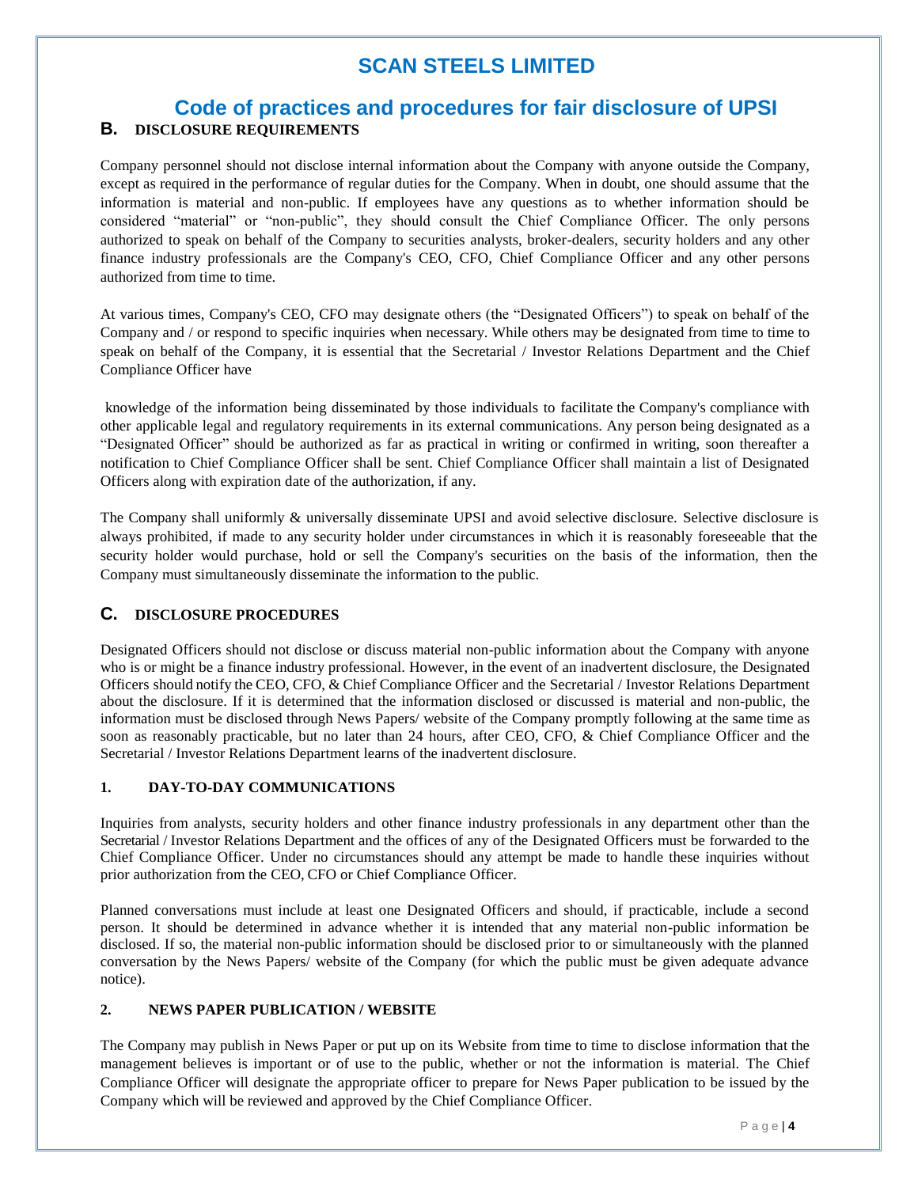# SCAN STEELS LIMITED

## Code of practices and procedures for fair disclosure of UPSI

### B. DISCLOSURE REQUIREMENTS

Company personnel should not disclose internal information about the Company with anyone outside the Company, except as required in the performance of regular duties for the Company. When in doubt, one should assume that the information is material and non-public. If employees have any questions as to whether information should be considered "material" or "non-public", they should consult the Chief Compliance Officer. The only persons authorized to speak on behalf of the Company to securities analysts, broker-dealers, security holders and any other finance industry professionals are the Company's CEO, CFO, Chief Compliance Officer and any other persons authorized from time to time.

At various times, Company's CEO, CFO may designate others (the "Designated Officers") to speak on behalf of the Company and / or respond to specific inquiries when necessary. While others may be designated from time to time to speak on behalf of the Company, it is essential that the Secretarial / Investor Relations Department and the Chief Compliance Officer have

knowledge of the information being disseminated by those individuals to facilitate the Company's compliance with other applicable legal and regulatory requirements in its external communications. Any person being designated as a "Designated Officer" should be authorized as far as practical in writing or confirmed in writing, soon thereafter a notification to Chief Compliance Officer shall be sent. Chief Compliance Officer shall maintain a list of Designated Officers along with expiration date of the authorization, if any.

The Company shall uniformly & universally disseminate UPSI and avoid selective disclosure. Selective disclosure is always prohibited, if made to any security holder under circumstances in which it is reasonably foreseeable that the security holder would purchase, hold or sell the Company's securities on the basis of the information, then the Company must simultaneously disseminate the information to the public.

### C. DISCLOSURE PROCEDURES

Designated Officers should not disclose or discuss material non-public information about the Company with anyone who is or might be a finance industry professional. However, in the event of an inadvertent disclosure, the Designated Officers should notify the CEO, CFO, & Chief Compliance Officer and the Secretarial / Investor Relations Department about the disclosure. If it is determined that the information disclosed or discussed is material and non-public, the information must be disclosed through News Papers/ website of the Company promptly following at the same time as soon as reasonably practicable, but no later than 24 hours, after CEO, CFO, & Chief Compliance Officer and the Secretarial / Investor Relations Department learns of the inadvertent disclosure.

#### 1. DAY-TO-DAY COMMUNICATIONS

Inquiries from analysts, security holders and other finance industry professionals in any department other than the Secretarial / Investor Relations Department and the offices of any of the Designated Officers must be forwarded to the Chief Compliance Officer. Under no circumstances should any attempt be made to handle these inquiries without prior authorization from the CEO, CFO or Chief Compliance Officer.

Planned conversations must include at least one Designated Officers and should, if practicable, include a second person. It should be determined in advance whether it is intended that any material non-public information be disclosed. If so, the material non-public information should be disclosed prior to or simultaneously with the planned conversation by the News Papers/ website of the Company (for which the public must be given adequate advance notice).

#### 2. NEWS PAPER PUBLICATION / WEBSITE

The Company may publish in News Paper or put up on its Website from time to time to disclose information that the management believes is important or of use to the public, whether or not the information is material. The Chief Compliance Officer will designate the appropriate officer to prepare for News Paper publication to be issued by the Company which will be reviewed and approved by the Chief Compliance Officer.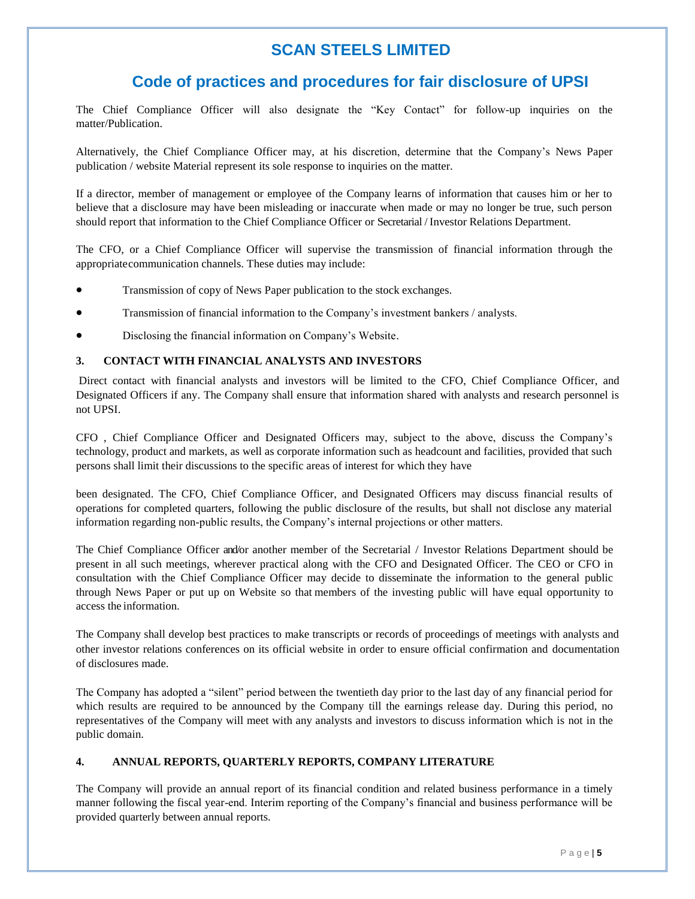The Chief Compliance Officer will also designate the "Key Contact" for follow-up inquiries on the matter/Publication.

Alternatively, the Chief Compliance Officer may, at his discretion, determine that the Company's News Paper publication / website Material represent its sole response to inquiries on the matter.

If a director, member of management or employee of the Company learns of information that causes him or her to believe that a disclosure may have been misleading or inaccurate when made or may no longer be true, such person should report that information to the Chief Compliance Officer or Secretarial / Investor Relations Department.

The CFO, or a Chief Compliance Officer will supervise the transmission of financial information through the appropriate communication channels. These duties may include:

- Transmission of copy of News Paper publication to the stock exchanges.
- Transmission of financial information to the Company's investment bankers / analysts.
- Disclosing the financial information on Company's Website.

### 3. CONTACT WITH FINANCIAL ANALYSTS AND INVESTORS

Direct contact with financial analysts and investors will be limited to the CFO, Chief Compliance Officer, and Designated Officers if any. The Company shall ensure that information shared with analysts and research personnel is not UPSI.

CFO , Chief Compliance Officer and Designated Officers may, subject to the above, discuss the Company's technology, product and markets, as well as corporate information such as headcount and facilities, provided that such persons shall limit their discussions to the specific areas of interest for which they have been designated. The CFO, Chief Compliance Officer, and Designated Officers may discuss financial results of operations for completed quarters, following the public disclosure of the results, but shall not disclose any material information regarding non-public results, the Company's internal projections or other matters.

The Chief Compliance Officer and/or another member of the Secretarial / Investor Relations Department should be present in all such meetings, wherever practical along with the CFO and Designated Officer. The CEO or CFO in consultation with the Chief Compliance Officer may decide to disseminate the information to the general public through News Paper or put up on Website so that members of the investing public will have equal opportunity to access the information.

The Company shall develop best practices to make transcripts or records of proceedings of meetings with analysts and other investor relations conferences on its official website in order to ensure official confirmation and documentation of disclosures made.

The Company has adopted a "silent" period between the twentieth day prior to the last day of any financial period for which results are required to be announced by the Company till the earnings release day. During this period, no representatives of the Company will meet with any analysts and investors to discuss information which is not in the public domain.

### 4. ANNUAL REPORTS, QUARTERLY REPORTS, COMPANY LITERATURE

The Company will provide an annual report of its financial condition and related business performance in a timely manner following the fiscal year-end. Interim reporting of the Company's financial and business performance will be provided quarterly between annual reports.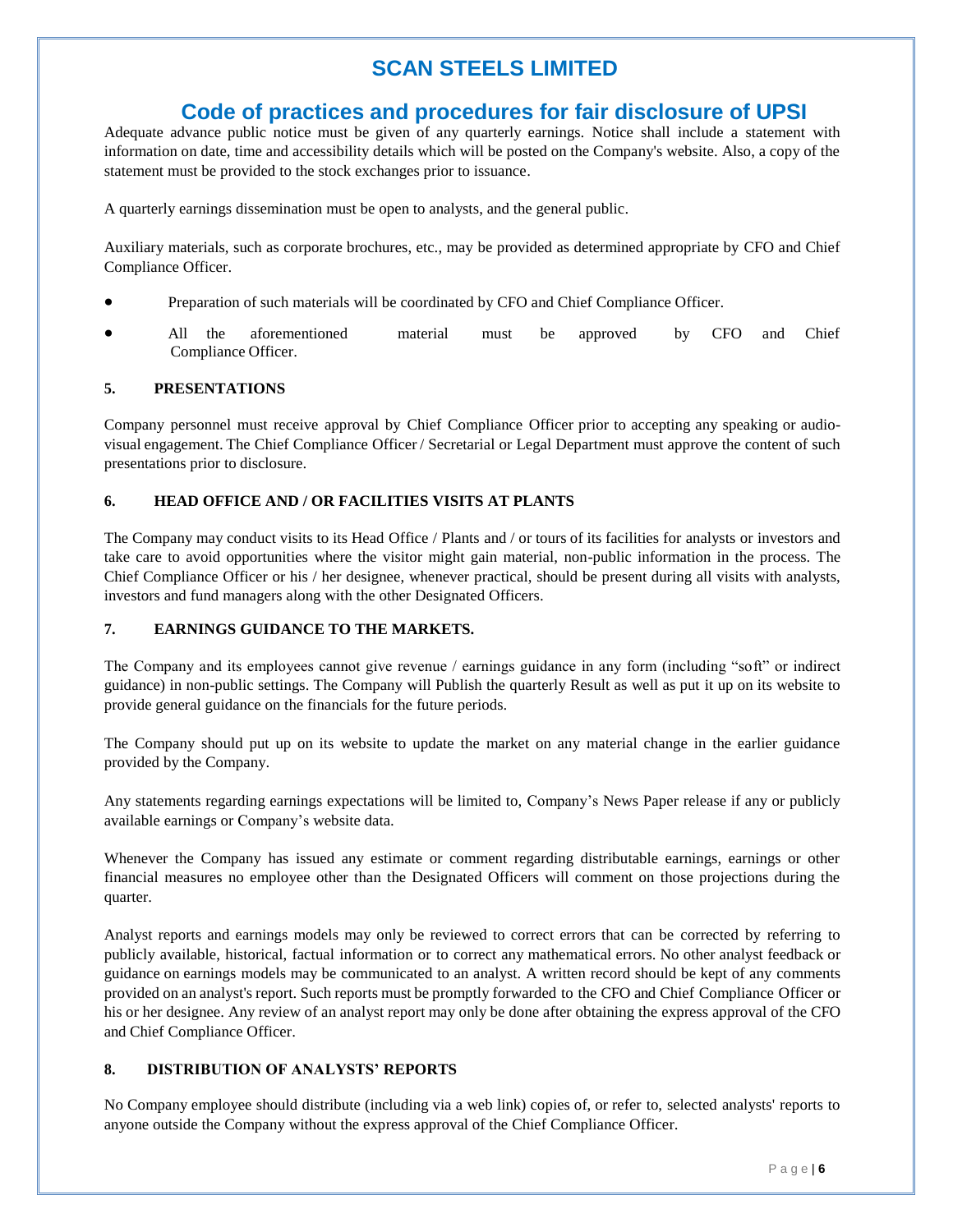# SCAN STEELS LIMITED

## Code of practices and procedures for fair disclosure of UPSI

Adequate advance public notice must be given of any quarterly earnings. Notice shall include a statement with information on date, time and accessibility details which will be posted on the Company's website. Also, a copy of the statement must be provided to the stock exchanges prior to issuance.

A quarterly earnings dissemination must be open to analysts, and the general public.

Auxiliary materials, such as corporate brochures, etc., may be provided as determined appropriate by CFO and Chief Compliance Officer.

- Preparation of such materials will be coordinated by CFO and Chief Compliance Officer.
- All the aforementioned material must be approved by CFO and Chief Compliance Officer.

### 5. PRESENTATIONS

Company personnel must receive approval by Chief Compliance Officer prior to accepting any speaking or audio-visual engagement. The Chief Compliance Officer / Secretarial or Legal Department must approve the content of such presentations prior to disclosure.

### 6. HEAD OFFICE AND / OR FACILITIES VISITS AT PLANTS

The Company may conduct visits to its Head Office / Plants and / or tours of its facilities for analysts or investors and take care to avoid opportunities where the visitor might gain material, non-public information in the process. The Chief Compliance Officer or his / her designee, whenever practical, should be present during all visits with analysts, investors and fund managers along with the other Designated Officers.

### 7. EARNINGS GUIDANCE TO THE MARKETS.

The Company and its employees cannot give revenue / earnings guidance in any form (including "soft" or indirect guidance) in non-public settings. The Company will Publish the quarterly Result as well as put it up on its website to provide general guidance on the financials for the future periods.

The Company should put up on its website to update the market on any material change in the earlier guidance provided by the Company.

Any statements regarding earnings expectations will be limited to, Company's News Paper release if any or publicly available earnings or Company's website data.

Whenever the Company has issued any estimate or comment regarding distributable earnings, earnings or other financial measures no employee other than the Designated Officers will comment on those projections during the quarter.

Analyst reports and earnings models may only be reviewed to correct errors that can be corrected by referring to publicly available, historical, factual information or to correct any mathematical errors. No other analyst feedback or guidance on earnings models may be communicated to an analyst. A written record should be kept of any comments provided on an analyst's report. Such reports must be promptly forwarded to the CFO and Chief Compliance Officer or his or her designee. Any review of an analyst report may only be done after obtaining the express approval of the CFO and Chief Compliance Officer.

### 8. DISTRIBUTION OF ANALYSTS' REPORTS

No Company employee should distribute (including via a web link) copies of, or refer to, selected analysts' reports to anyone outside the Company without the express approval of the Chief Compliance Officer.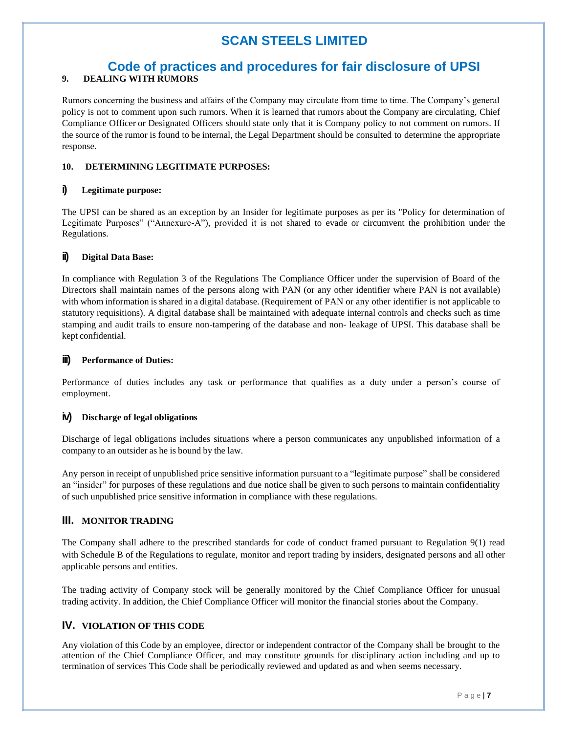## 9. DEALING WITH RUMORS

Rumors concerning the business and affairs of the Company may circulate from time to time. The Company's general policy is not to comment upon such rumors. When it is learned that rumors about the Company are circulating, Chief Compliance Officer or Designated Officers should state only that it is Company policy to not comment on rumors. If the source of the rumor is found to be internal, the Legal Department should be consulted to determine the appropriate response.

## 10. DETERMINING LEGITIMATE PURPOSES:

### i) Legitimate purpose:

The UPSI can be shared as an exception by an Insider for legitimate purposes as per its "Policy for determination of Legitimate Purposes" ("Annexure-A"), provided it is not shared to evade or circumvent the prohibition under the Regulations.

### ii) Digital Data Base:

In compliance with Regulation 3 of the Regulations The Compliance Officer under the supervision of Board of the Directors shall maintain names of the persons along with PAN (or any other identifier where PAN is not available) with whom information is shared in a digital database. (Requirement of PAN or any other identifier is not applicable to statutory requisitions). A digital database shall be maintained with adequate internal controls and checks such as time stamping and audit trails to ensure non-tampering of the database and non- leakage of UPSI. This database shall be kept confidential.

### iii) Performance of Duties:

Performance of duties includes any task or performance that qualifies as a duty under a person's course of employment.

### iv) Discharge of legal obligations

Discharge of legal obligations includes situations where a person communicates any unpublished information of a company to an outsider as he is bound by the law.

Any person in receipt of unpublished price sensitive information pursuant to a "legitimate purpose" shall be considered an "insider" for purposes of these regulations and due notice shall be given to such persons to maintain confidentiality of such unpublished price sensitive information in compliance with these regulations.

## III. MONITOR TRADING

The Company shall adhere to the prescribed standards for code of conduct framed pursuant to Regulation 9(1) read with Schedule B of the Regulations to regulate, monitor and report trading by insiders, designated persons and all other applicable persons and entities.

The trading activity of Company stock will be generally monitored by the Chief Compliance Officer for unusual trading activity. In addition, the Chief Compliance Officer will monitor the financial stories about the Company.

## IV. VIOLATION OF THIS CODE

Any violation of this Code by an employee, director or independent contractor of the Company shall be brought to the attention of the Chief Compliance Officer, and may constitute grounds for disciplinary action including and up to termination of services This Code shall be periodically reviewed and updated as and when seems necessary.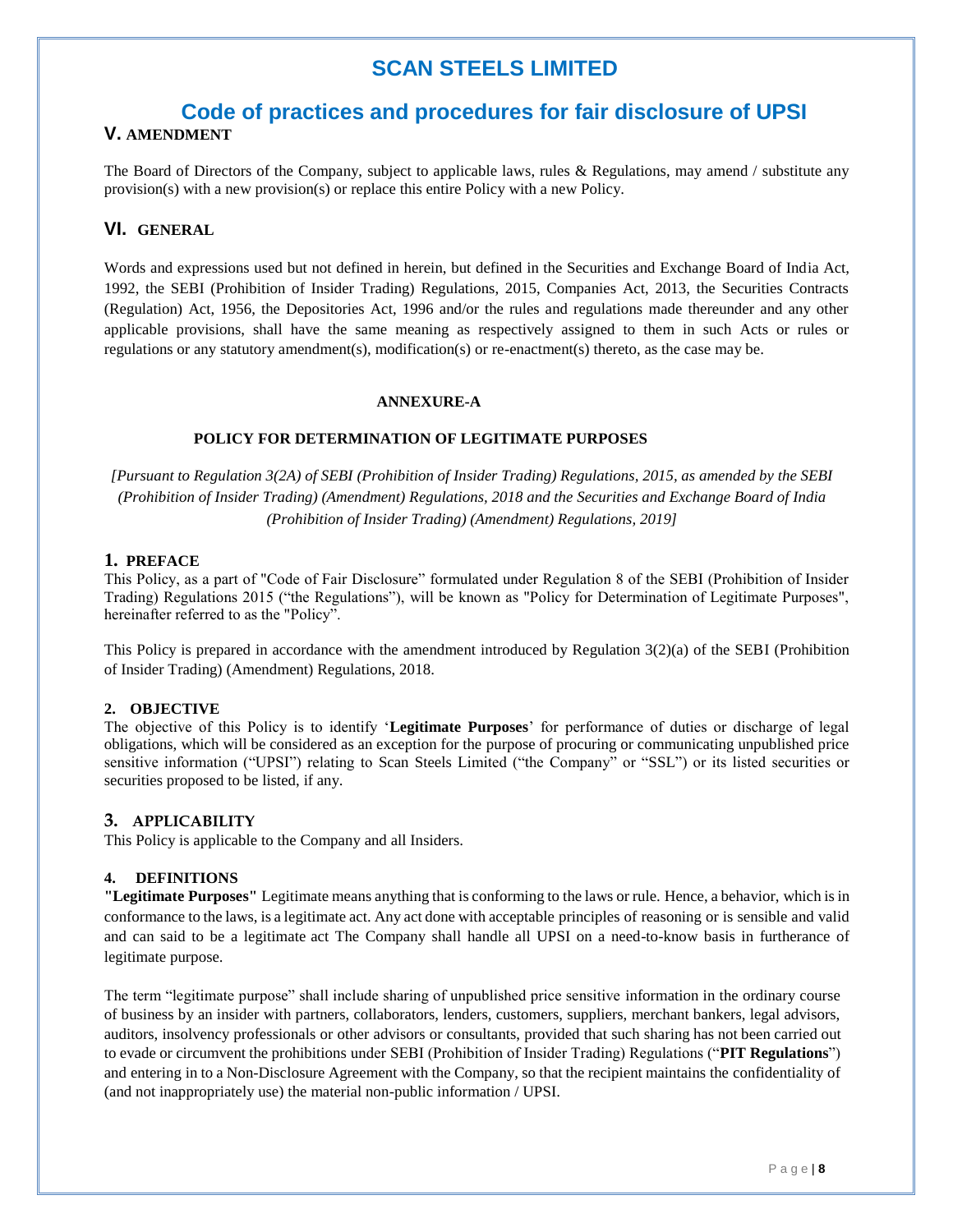# SCAN STEELS LIMITED

## Code of practices and procedures for fair disclosure of UPSI

### V. AMENDMENT

The Board of Directors of the Company, subject to applicable laws, rules & Regulations, may amend / substitute any provision(s) with a new provision(s) or replace this entire Policy with a new Policy.

### VI. GENERAL

Words and expressions used but not defined in herein, but defined in the Securities and Exchange Board of India Act, 1992, the SEBI (Prohibition of Insider Trading) Regulations, 2015, Companies Act, 2013, the Securities Contracts (Regulation) Act, 1956, the Depositories Act, 1996 and/or the rules and regulations made thereunder and any other applicable provisions, shall have the same meaning as respectively assigned to them in such Acts or rules or regulations or any statutory amendment(s), modification(s) or re-enactment(s) thereto, as the case may be.

**ANNEXURE-A**

**POLICY FOR DETERMINATION OF LEGITIMATE PURPOSES**

*[Pursuant to Regulation 3(2A) of SEBI (Prohibition of Insider Trading) Regulations, 2015, as amended by the SEBI (Prohibition of Insider Trading) (Amendment) Regulations, 2018 and the Securities and Exchange Board of India (Prohibition of Insider Trading) (Amendment) Regulations, 2019]*

### 1. PREFACE

This Policy, as a part of "Code of Fair Disclosure" formulated under Regulation 8 of the SEBI (Prohibition of Insider Trading) Regulations 2015 ("the Regulations"), will be known as "Policy for Determination of Legitimate Purposes", hereinafter referred to as the "Policy".

This Policy is prepared in accordance with the amendment introduced by Regulation 3(2)(a) of the SEBI (Prohibition of Insider Trading) (Amendment) Regulations, 2018.

### 2. OBJECTIVE

The objective of this Policy is to identify '**Legitimate Purposes**' for performance of duties or discharge of legal obligations, which will be considered as an exception for the purpose of procuring or communicating unpublished price sensitive information ("UPSI") relating to Scan Steels Limited ("the Company" or "SSL") or its listed securities or securities proposed to be listed, if any.

### 3. APPLICABILITY

This Policy is applicable to the Company and all Insiders.

### 4. DEFINITIONS

**"Legitimate Purposes"** Legitimate means anything that is conforming to the laws or rule. Hence, a behavior, which is in conformance to the laws, is a legitimate act. Any act done with acceptable principles of reasoning or is sensible and valid and can said to be a legitimate act The Company shall handle all UPSI on a need-to-know basis in furtherance of legitimate purpose.

The term "legitimate purpose" shall include sharing of unpublished price sensitive information in the ordinary course of business by an insider with partners, collaborators, lenders, customers, suppliers, merchant bankers, legal advisors, auditors, insolvency professionals or other advisors or consultants, provided that such sharing has not been carried out to evade or circumvent the prohibitions under SEBI (Prohibition of Insider Trading) Regulations ("**PIT Regulations**") and entering in to a Non-Disclosure Agreement with the Company, so that the recipient maintains the confidentiality of (and not inappropriately use) the material non-public information / UPSI.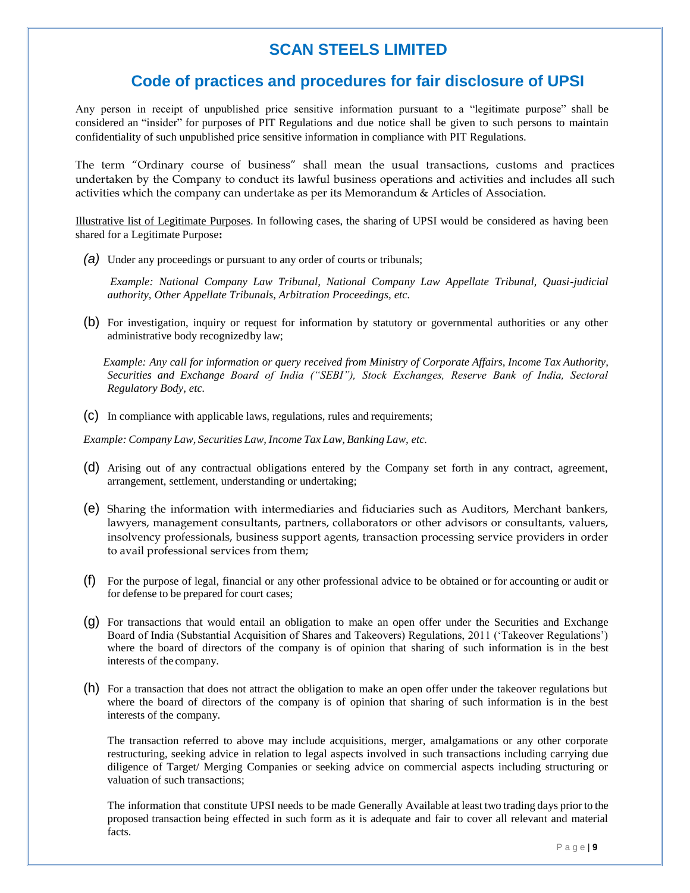# SCAN STEELS LIMITED

## Code of practices and procedures for fair disclosure of UPSI

Any person in receipt of unpublished price sensitive information pursuant to a "legitimate purpose" shall be considered an "insider" for purposes of PIT Regulations and due notice shall be given to such persons to maintain confidentiality of such unpublished price sensitive information in compliance with PIT Regulations.

The term "Ordinary course of business" shall mean the usual transactions, customs and practices undertaken by the Company to conduct its lawful business operations and activities and includes all such activities which the company can undertake as per its Memorandum & Articles of Association.

Illustrative list of Legitimate Purposes. In following cases, the sharing of UPSI would be considered as having been shared for a Legitimate Purpose**:**

*(a)* Under any proceedings or pursuant to any order of courts or tribunals;

*Example: National Company Law Tribunal, National Company Law Appellate Tribunal, Quasi-judicial authority, Other Appellate Tribunals, Arbitration Proceedings, etc.*

(b) For investigation, inquiry or request for information by statutory or governmental authorities or any other administrative body recognized by law;

*Example: Any call for information or query received from Ministry of Corporate Affairs, Income Tax Authority, Securities and Exchange Board of India ("SEBI"), Stock Exchanges, Reserve Bank of India, Sectoral Regulatory Body, etc.*

(c) In compliance with applicable laws, regulations, rules and requirements;

*Example: Company Law, Securities Law, Income Tax Law, Banking Law, etc.*

(d) Arising out of any contractual obligations entered by the Company set forth in any contract, agreement, arrangement, settlement, understanding or undertaking;

(e) Sharing the information with intermediaries and fiduciaries such as Auditors, Merchant bankers, lawyers, management consultants, partners, collaborators or other advisors or consultants, valuers, insolvency professionals, business support agents, transaction processing service providers in order to avail professional services from them;

(f) For the purpose of legal, financial or any other professional advice to be obtained or for accounting or audit or for defense to be prepared for court cases;

(g) For transactions that would entail an obligation to make an open offer under the Securities and Exchange Board of India (Substantial Acquisition of Shares and Takeovers) Regulations, 2011 ('Takeover Regulations') where the board of directors of the company is of opinion that sharing of such information is in the best interests of the company.

(h) For a transaction that does not attract the obligation to make an open offer under the takeover regulations but where the board of directors of the company is of opinion that sharing of such information is in the best interests of the company.

The transaction referred to above may include acquisitions, merger, amalgamations or any other corporate restructuring, seeking advice in relation to legal aspects involved in such transactions including carrying due diligence of Target/ Merging Companies or seeking advice on commercial aspects including structuring or valuation of such transactions;

The information that constitute UPSI needs to be made Generally Available at least two trading days prior to the proposed transaction being effected in such form as it is adequate and fair to cover all relevant and material facts.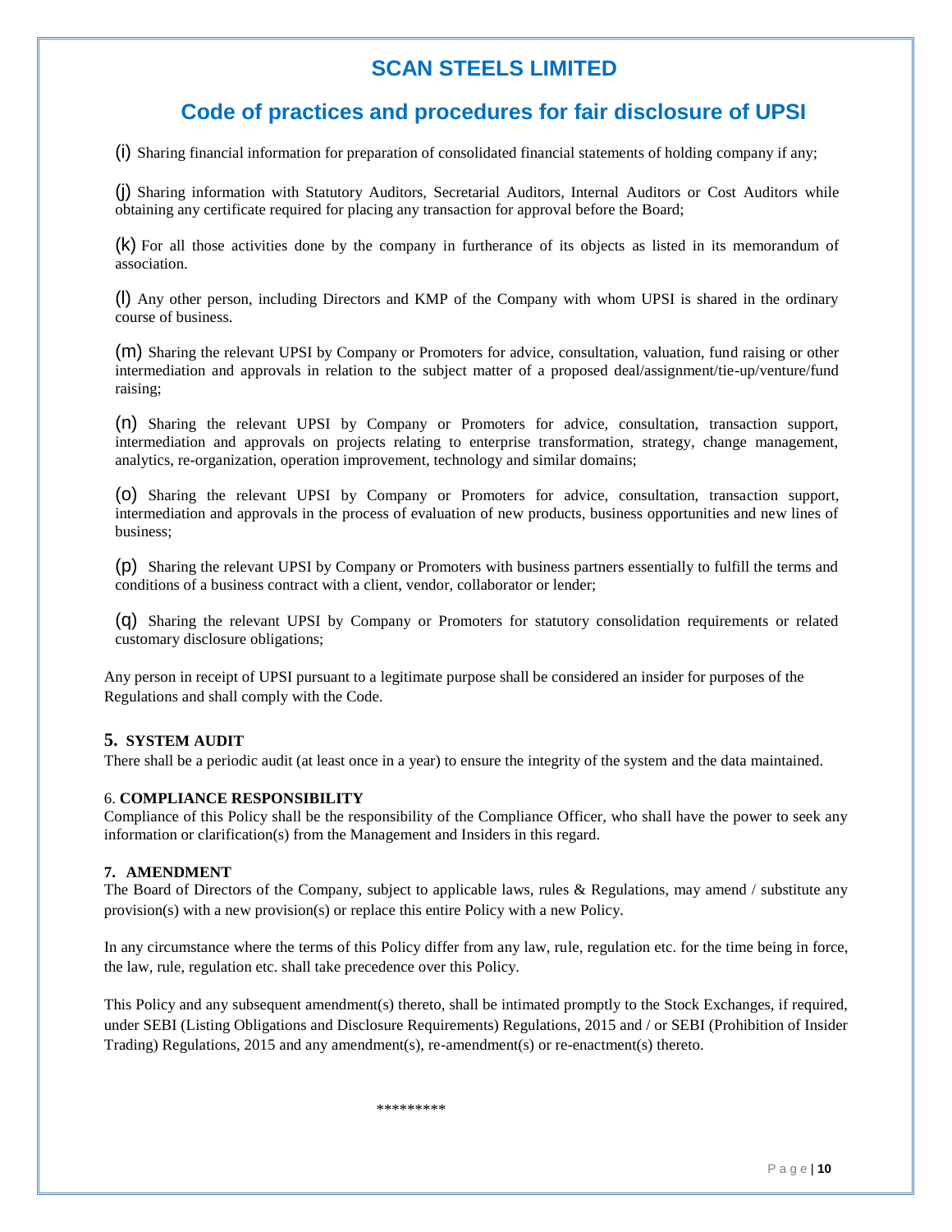# SCAN STEELS LIMITED

## Code of practices and procedures for fair disclosure of UPSI

(i) Sharing financial information for preparation of consolidated financial statements of holding company if any;

(j) Sharing information with Statutory Auditors, Secretarial Auditors, Internal Auditors or Cost Auditors while obtaining any certificate required for placing any transaction for approval before the Board;

(k) For all those activities done by the company in furtherance of its objects as listed in its memorandum of association.

(l) Any other person, including Directors and KMP of the Company with whom UPSI is shared in the ordinary course of business.

(m) Sharing the relevant UPSI by Company or Promoters for advice, consultation, valuation, fund raising or other intermediation and approvals in relation to the subject matter of a proposed deal/assignment/tie-up/venture/fund raising;

(n) Sharing the relevant UPSI by Company or Promoters for advice, consultation, transaction support, intermediation and approvals on projects relating to enterprise transformation, strategy, change management, analytics, re-organization, operation improvement, technology and similar domains;

(o) Sharing the relevant UPSI by Company or Promoters for advice, consultation, transaction support, intermediation and approvals in the process of evaluation of new products, business opportunities and new lines of business;

(p) Sharing the relevant UPSI by Company or Promoters with business partners essentially to fulfill the terms and conditions of a business contract with a client, vendor, collaborator or lender;

(q) Sharing the relevant UPSI by Company or Promoters for statutory consolidation requirements or related customary disclosure obligations;

Any person in receipt of UPSI pursuant to a legitimate purpose shall be considered an insider for purposes of the Regulations and shall comply with the Code.

### 5. SYSTEM AUDIT

There shall be a periodic audit (at least once in a year) to ensure the integrity of the system and the data maintained.

### 6. COMPLIANCE RESPONSIBILITY

Compliance of this Policy shall be the responsibility of the Compliance Officer, who shall have the power to seek any information or clarification(s) from the Management and Insiders in this regard.

### 7. AMENDMENT

The Board of Directors of the Company, subject to applicable laws, rules & Regulations, may amend / substitute any provision(s) with a new provision(s) or replace this entire Policy with a new Policy.

In any circumstance where the terms of this Policy differ from any law, rule, regulation etc. for the time being in force, the law, rule, regulation etc. shall take precedence over this Policy.

This Policy and any subsequent amendment(s) thereto, shall be intimated promptly to the Stock Exchanges, if required, under SEBI (Listing Obligations and Disclosure Requirements) Regulations, 2015 and / or SEBI (Prohibition of Insider Trading) Regulations, 2015 and any amendment(s), re-amendment(s) or re-enactment(s) thereto.

*********